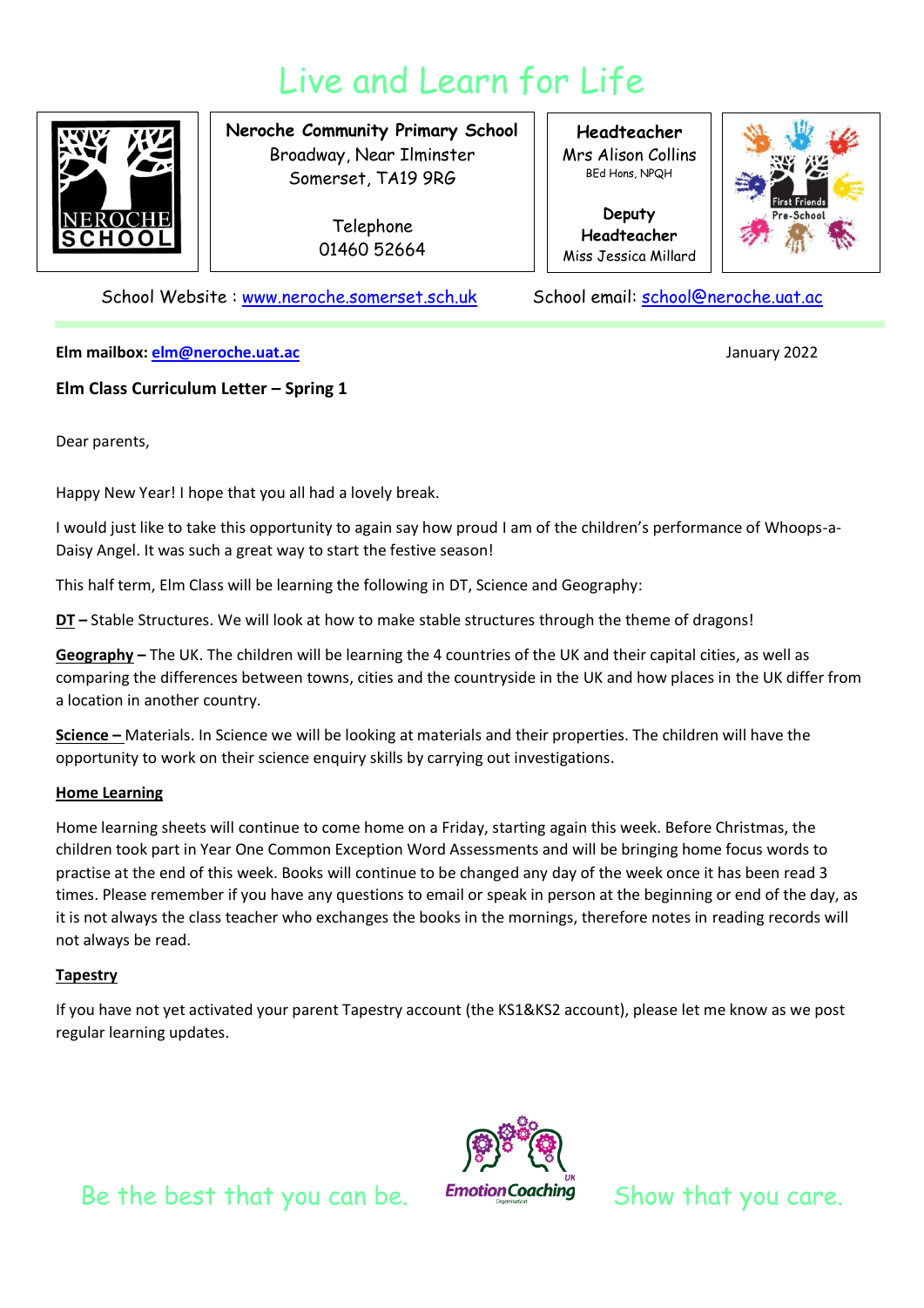# Live and Learn for Life

| Neroche Community Primary School<br>Broadway, Near Ilminster<br>Somerset, TA19 9RG<br><br>Telephone<br>01460 52664 | **Headteacher**<br>Mrs Alison Collins<br>BEd Hons, NPQH<br><br>**Deputy Headteacher**<br>Miss Jessica Millard |
| --- | --- |

School Website : [www.neroche.somerset.sch.uk](http://www.neroche.somerset.sch.uk)   School email: [school@neroche.uat.ac](mailto:school@neroche.uat.ac)

**Elm mailbox: [elm@neroche.uat.ac](mailto:elm@neroche.uat.ac)**

January 2022

**Elm Class Curriculum Letter – Spring 1**

Dear parents,

Happy New Year! I hope that you all had a lovely break.

I would just like to take this opportunity to again say how proud I am of the children's performance of Whoops-a-Daisy Angel. It was such a great way to start the festive season!

This half term, Elm Class will be learning the following in DT, Science and Geography:

**DT –** Stable Structures. We will look at how to make stable structures through the theme of dragons!

**Geography –** The UK. The children will be learning the 4 countries of the UK and their capital cities, as well as comparing the differences between towns, cities and the countryside in the UK and how places in the UK differ from a location in another country.

**Science –** Materials. In Science we will be looking at materials and their properties. The children will have the opportunity to work on their science enquiry skills by carrying out investigations.

**Home Learning**

Home learning sheets will continue to come home on a Friday, starting again this week. Before Christmas, the children took part in Year One Common Exception Word Assessments and will be bringing home focus words to practise at the end of this week. Books will continue to be changed any day of the week once it has been read 3 times. Please remember if you have any questions to email or speak in person at the beginning or end of the day, as it is not always the class teacher who exchanges the books in the mornings, therefore notes in reading records will not always be read.

**Tapestry**

If you have not yet activated your parent Tapestry account (the KS1&KS2 account), please let me know as we post regular learning updates.

Be the best that you can be.   Show that you care.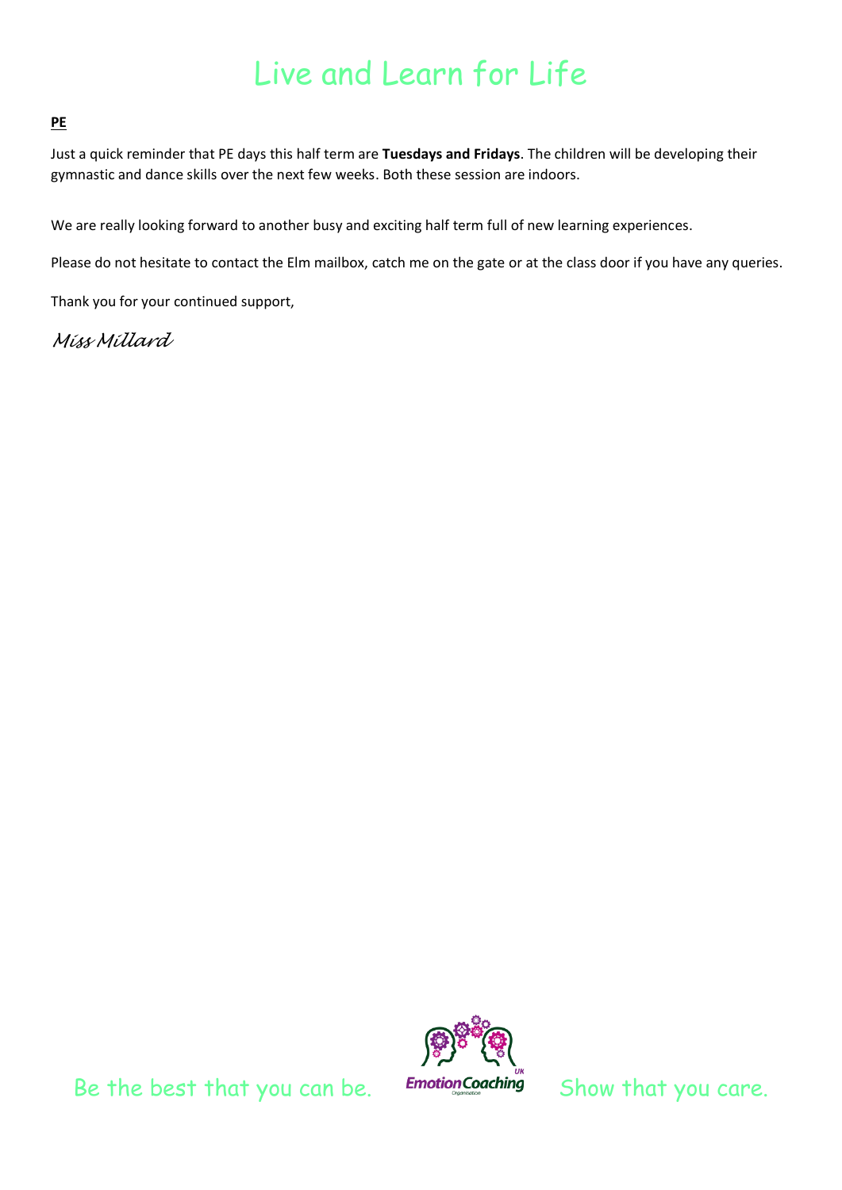# Live and Learn for Life

**PE**

Just a quick reminder that PE days this half term are **Tuesdays and Fridays**. The children will be developing their gymnastic and dance skills over the next few weeks. Both these session are indoors.

We are really looking forward to another busy and exciting half term full of new learning experiences.

Please do not hesitate to contact the Elm mailbox, catch me on the gate or at the class door if you have any queries.

Thank you for your continued support,

*Miss Millard*

Be the best that you can be. Show that you care.